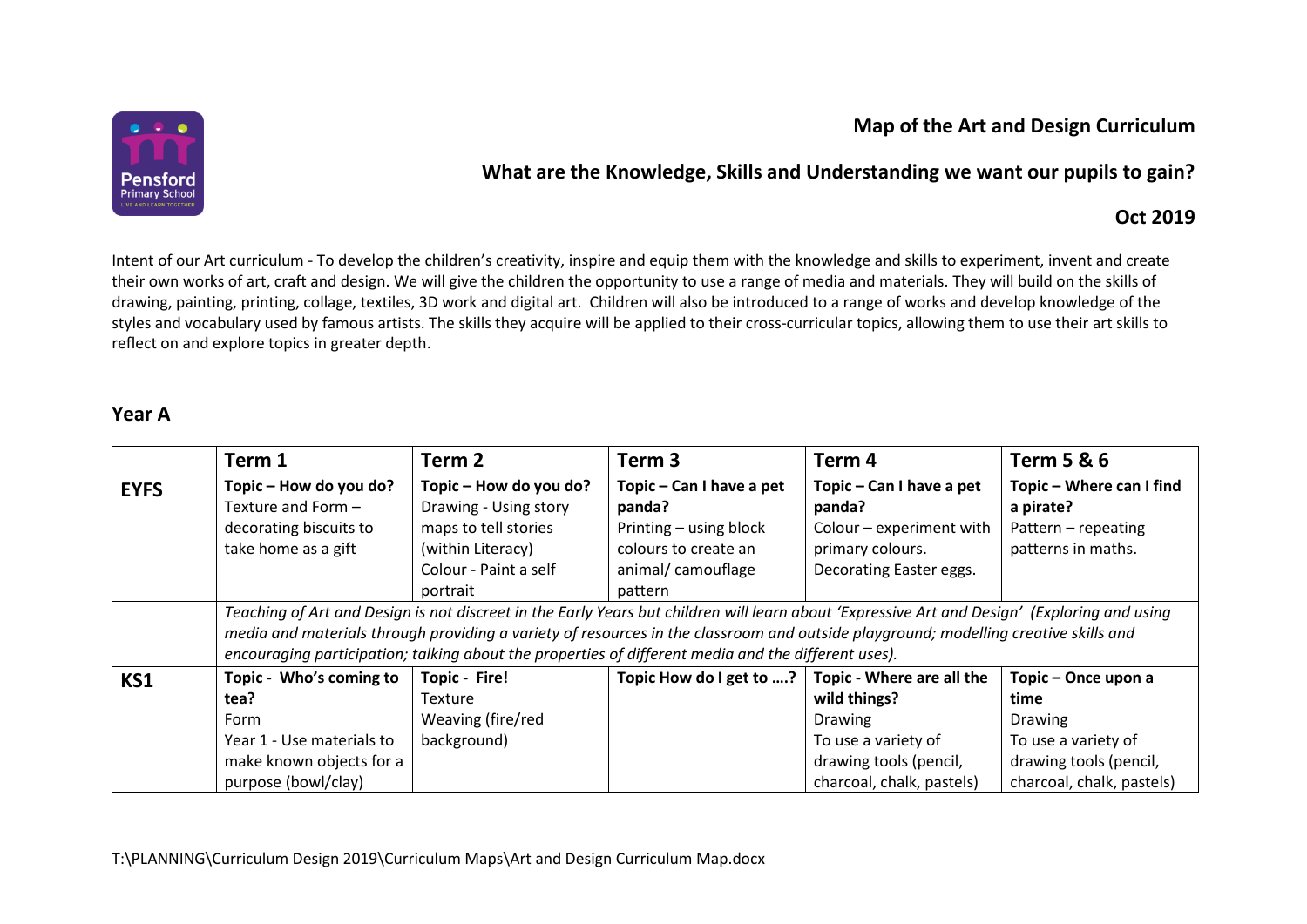# Map of the Art and Design Curriculum

## What are the Knowledge, Skills and Understanding we want our pupils to gain?

**Oct 2019**

Intent of our Art curriculum - To develop the children's creativity, inspire and equip them with the knowledge and skills to experiment, invent and create their own works of art, craft and design. We will give the children the opportunity to use a range of media and materials. They will build on the skills of drawing, painting, printing, collage, textiles, 3D work and digital art. Children will also be introduced to a range of works and develop knowledge of the styles and vocabulary used by famous artists. The skills they acquire will be applied to their cross-curricular topics, allowing them to use their art skills to reflect on and explore topics in greater depth.

## Year A

| | Term 1 | Term 2 | Term 3 | Term 4 | Term 5 & 6 |
|---|---|---|---|---|---|
| **EYFS** | **Topic – How do you do?** Texture and Form – decorating biscuits to take home as a gift | **Topic – How do you do?** Drawing - Using story maps to tell stories (within Literacy) Colour - Paint a self portrait | **Topic – Can I have a pet panda?** Printing – using block colours to create an animal/ camouflage pattern | **Topic – Can I have a pet panda?** Colour – experiment with primary colours. Decorating Easter eggs. | **Topic – Where can I find a pirate?** Pattern – repeating patterns in maths. |
| | *Teaching of Art and Design is not discreet in the Early Years but children will learn about 'Expressive Art and Design' (Exploring and using media and materials through providing a variety of resources in the classroom and outside playground; modelling creative skills and encouraging participation; talking about the properties of different media and the different uses).* | | | | |
| **KS1** | **Topic - Who's coming to tea?** Form Year 1 - Use materials to make known objects for a purpose (bowl/clay) | **Topic - Fire!** Texture Weaving (fire/red background) | **Topic How do I get to ….?** | **Topic - Where are all the wild things?** Drawing To use a variety of drawing tools (pencil, charcoal, chalk, pastels) | **Topic – Once upon a time** Drawing To use a variety of drawing tools (pencil, charcoal, chalk, pastels) |

T:\PLANNING\Curriculum Design 2019\Curriculum Maps\Art and Design Curriculum Map.docx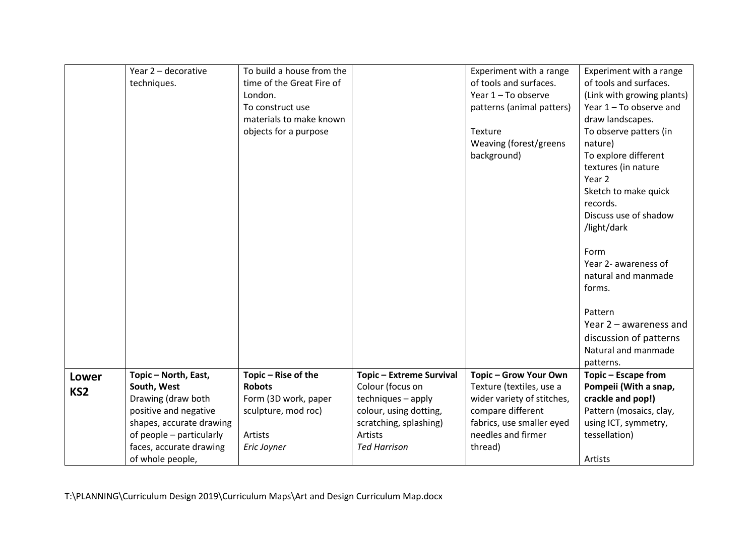| | | | | | |
|---|---|---|---|---|---|
| | Year 2 – decorative techniques. | To build a house from the time of the Great Fire of London.<br>To construct use materials to make known objects for a purpose | | Experiment with a range of tools and surfaces.<br>Year 1 – To observe patterns (animal patters)<br><br>Texture<br>Weaving (forest/greens background) | Experiment with a range of tools and surfaces.<br>(Link with growing plants)<br>Year 1 – To observe and draw landscapes.<br>To observe patters (in nature)<br>To explore different textures (in nature<br>Year 2<br>Sketch to make quick records.<br>Discuss use of shadow /light/dark<br><br>Form<br>Year 2- awareness of natural and manmade forms.<br><br>Pattern<br>Year 2 – awareness and discussion of patterns<br>Natural and manmade patterns. |
| **Lower KS2** | **Topic – North, East, South, West**<br>Drawing (draw both positive and negative shapes, accurate drawing of people – particularly faces, accurate drawing of whole people, | **Topic – Rise of the Robots**<br>Form (3D work, paper sculpture, mod roc)<br><br>Artists<br>*Eric Joyner* | **Topic – Extreme Survival**<br>Colour (focus on techniques – apply colour, using dotting, scratching, splashing)<br>Artists<br>*Ted Harrison* | **Topic – Grow Your Own**<br>Texture (textiles, use a wider variety of stitches, compare different fabrics, use smaller eyed needles and firmer thread) | **Topic – Escape from Pompeii (With a snap, crackle and pop!)**<br>Pattern (mosaics, clay, using ICT, symmetry, tessellation)<br><br>Artists |

T:\PLANNING\Curriculum Design 2019\Curriculum Maps\Art and Design Curriculum Map.docx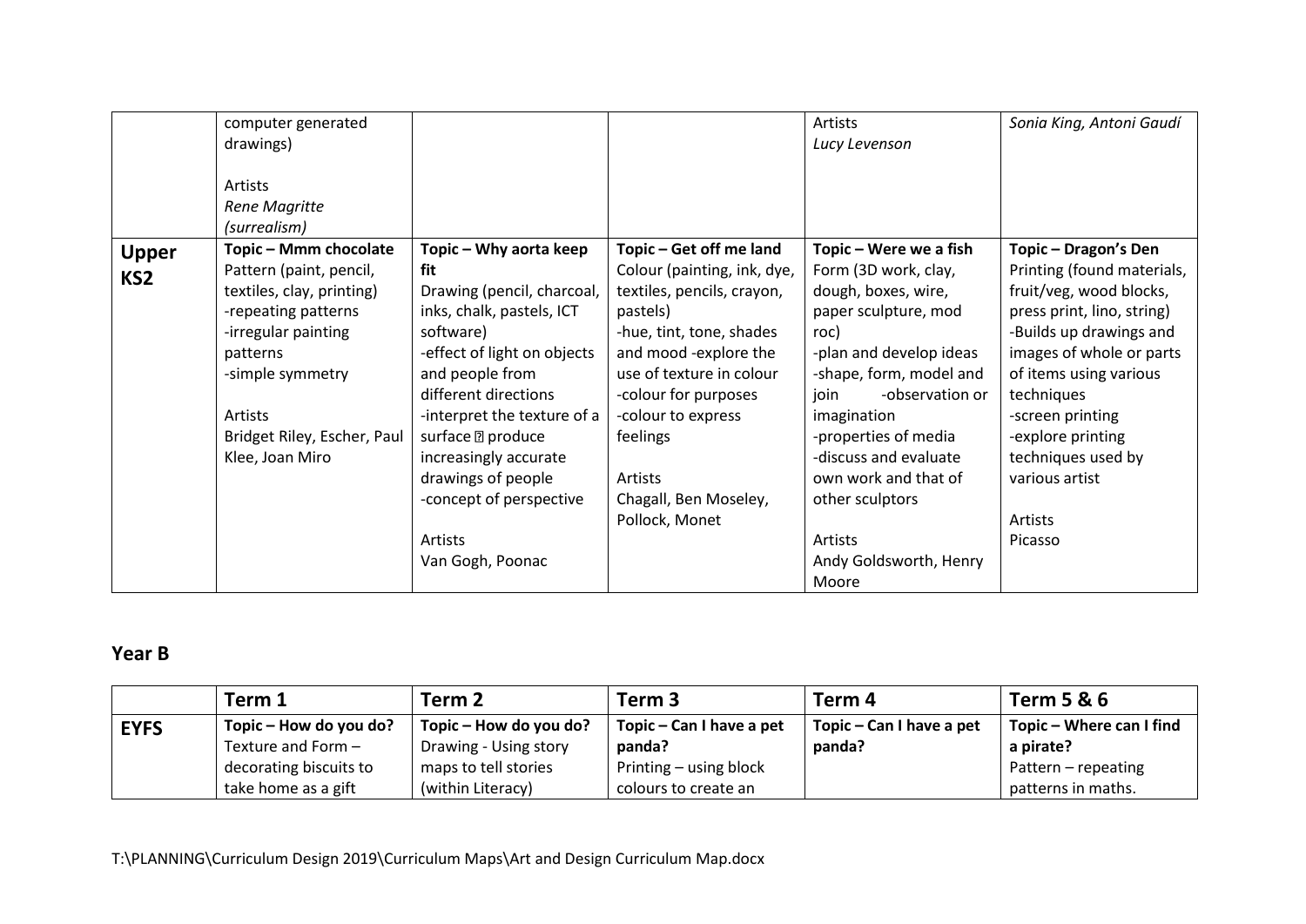|  | computer generated drawings)<br><br>Artists<br>*Rene Magritte (surrealism)* |  |  | Artists<br>*Lucy Levenson* | *Sonia King, Antoni Gaudí* |
|---|---|---|---|---|---|
| **Upper KS2** | **Topic – Mmm chocolate**<br>Pattern (paint, pencil, textiles, clay, printing)<br>-repeating patterns<br>-irregular painting patterns<br>-simple symmetry<br><br>Artists<br>Bridget Riley, Escher, Paul Klee, Joan Miro | **Topic – Why aorta keep fit**<br>Drawing (pencil, charcoal, inks, chalk, pastels, ICT software)<br>-effect of light on objects and people from different directions<br>-interpret the texture of a surface  produce increasingly accurate drawings of people<br>-concept of perspective<br><br>Artists<br>Van Gogh, Poonac | **Topic – Get off me land**<br>Colour (painting, ink, dye, textiles, pencils, crayon, pastels)<br>-hue, tint, tone, shades and mood -explore the use of texture in colour<br>-colour for purposes<br>-colour to express feelings<br><br>Artists<br>Chagall, Ben Moseley, Pollock, Monet | **Topic – Were we a fish**<br>Form (3D work, clay, dough, boxes, wire, paper sculpture, mod roc)<br>-plan and develop ideas<br>-shape, form, model and join -observation or imagination<br>-properties of media<br>-discuss and evaluate own work and that of other sculptors<br><br>Artists<br>Andy Goldsworth, Henry Moore | **Topic – Dragon's Den**<br>Printing (found materials, fruit/veg, wood blocks, press print, lino, string)<br>-Builds up drawings and images of whole or parts of items using various techniques<br>-screen printing<br>-explore printing techniques used by various artist<br><br>Artists<br>Picasso |

## Year B

|  | **Term 1** | **Term 2** | **Term 3** | **Term 4** | **Term 5 & 6** |
|---|---|---|---|---|---|
| **EYFS** | **Topic – How do you do?**<br>Texture and Form – decorating biscuits to take home as a gift | **Topic – How do you do?**<br>Drawing - Using story maps to tell stories (within Literacy) | **Topic – Can I have a pet panda?**<br>Printing – using block colours to create an | **Topic – Can I have a pet panda?** | **Topic – Where can I find a pirate?**<br>Pattern – repeating patterns in maths. |

T:\PLANNING\Curriculum Design 2019\Curriculum Maps\Art and Design Curriculum Map.docx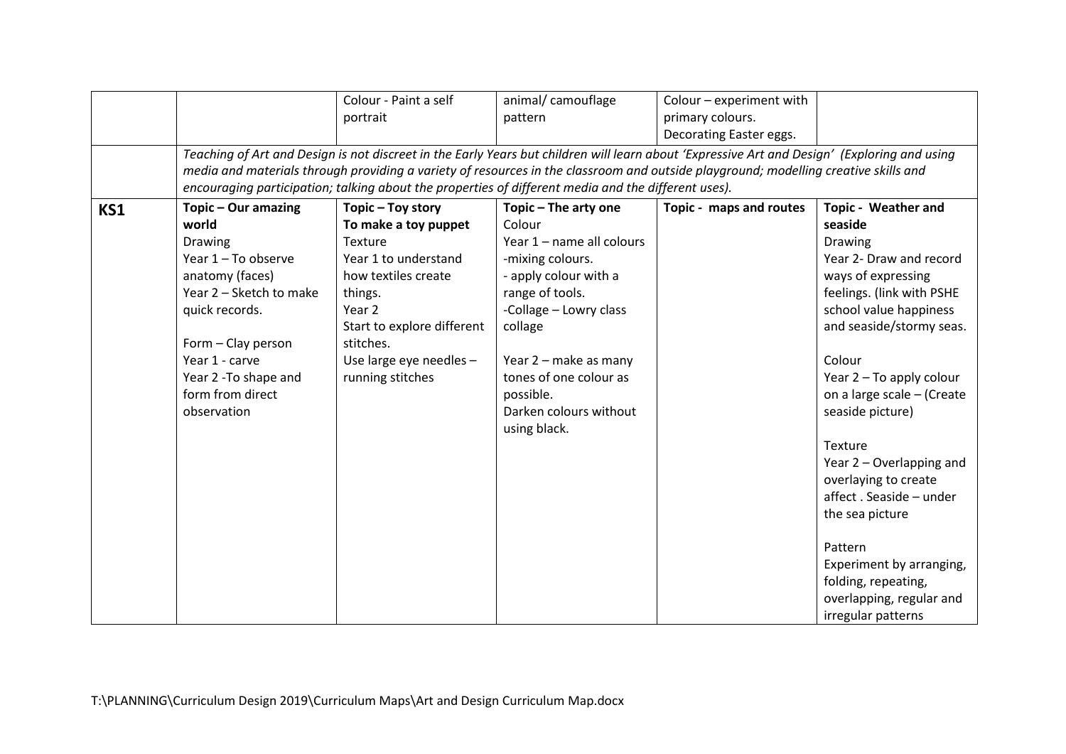| | | | | | |
|---|---|---|---|---|---|
| | | Colour - Paint a self portrait | animal/ camouflage pattern | Colour – experiment with primary colours. Decorating Easter eggs. | |
| | *Teaching of Art and Design is not discreet in the Early Years but children will learn about 'Expressive Art and Design' (Exploring and using media and materials through providing a variety of resources in the classroom and outside playground; modelling creative skills and encouraging participation; talking about the properties of different media and the different uses).* | | | | |
| **KS1** | **Topic – Our amazing world**<br>Drawing<br>Year 1 – To observe anatomy (faces)<br>Year 2 – Sketch to make quick records.<br><br>Form – Clay person<br>Year 1 - carve<br>Year 2 -To shape and form from direct observation | **Topic – Toy story**<br>**To make a toy puppet**<br>Texture<br>Year 1 to understand how textiles create things.<br>Year 2<br>Start to explore different stitches.<br>Use large eye needles – running stitches | **Topic – The arty one**<br>Colour<br>Year 1 – name all colours<br>-mixing colours.<br>- apply colour with a range of tools.<br>-Collage – Lowry class collage<br><br>Year 2 – make as many tones of one colour as possible.<br>Darken colours without using black. | **Topic - maps and routes** | **Topic - Weather and seaside**<br>Drawing<br>Year 2- Draw and record ways of expressing feelings. (link with PSHE school value happiness and seaside/stormy seas.<br><br>Colour<br>Year 2 – To apply colour on a large scale – (Create seaside picture)<br><br>Texture<br>Year 2 – Overlapping and overlaying to create affect . Seaside – under the sea picture<br><br>Pattern<br>Experiment by arranging, folding, repeating, overlapping, regular and irregular patterns |

T:\PLANNING\Curriculum Design 2019\Curriculum Maps\Art and Design Curriculum Map.docx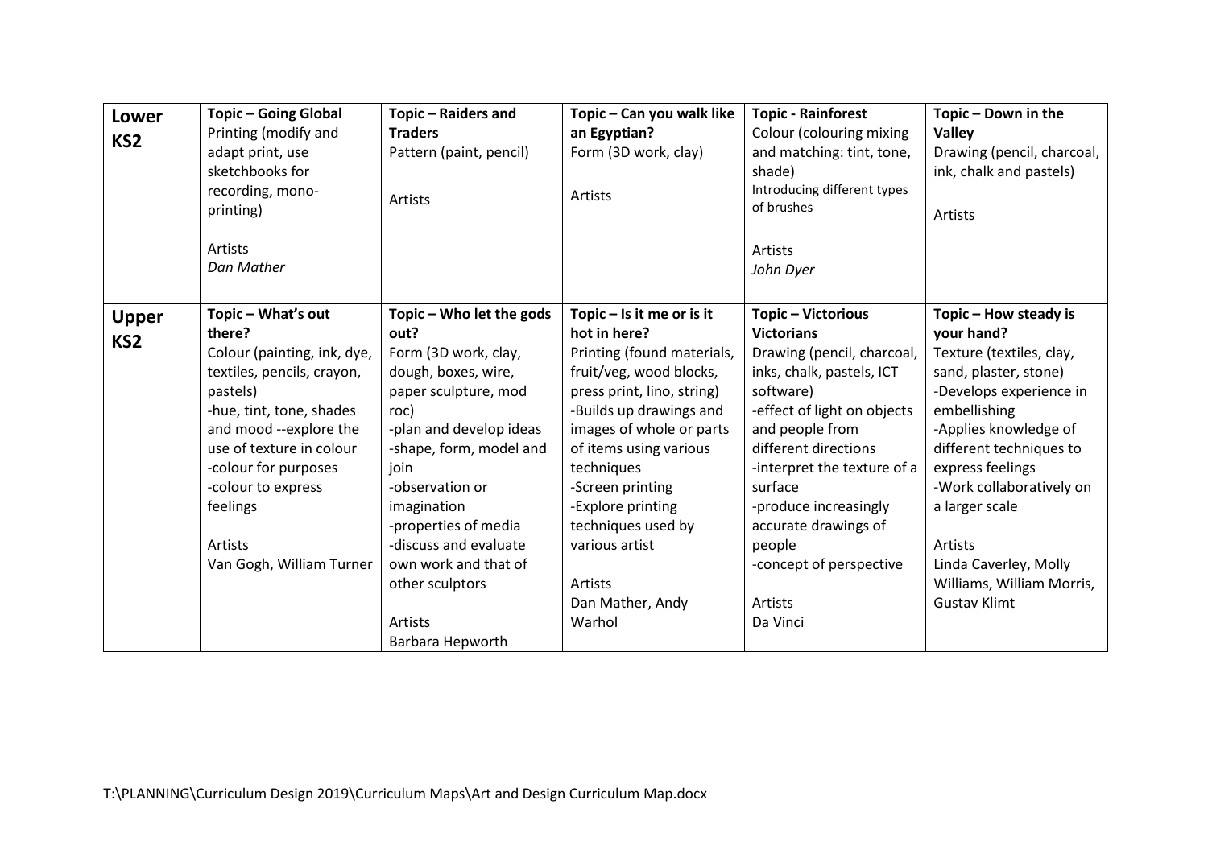| | | | | | |
|---|---|---|---|---|---|
| **Lower KS2** | **Topic – Going Global**<br>Printing (modify and adapt print, use sketchbooks for recording, mono-printing)<br><br>Artists<br>*Dan Mather* | **Topic – Raiders and Traders**<br>Pattern (paint, pencil)<br><br>Artists | **Topic – Can you walk like an Egyptian?**<br>Form (3D work, clay)<br><br>Artists | **Topic - Rainforest**<br>Colour (colouring mixing and matching: tint, tone, shade)<br>Introducing different types of brushes<br><br>Artists<br>*John Dyer* | **Topic – Down in the Valley**<br>Drawing (pencil, charcoal, ink, chalk and pastels)<br><br>Artists |
| **Upper KS2** | **Topic – What's out there?**<br>Colour (painting, ink, dye, textiles, pencils, crayon, pastels)<br>-hue, tint, tone, shades and mood --explore the use of texture in colour<br>-colour for purposes<br>-colour to express feelings<br><br>Artists<br>Van Gogh, William Turner | **Topic – Who let the gods out?**<br>Form (3D work, clay, dough, boxes, wire, paper sculpture, mod roc)<br>-plan and develop ideas<br>-shape, form, model and join<br>-observation or imagination<br>-properties of media<br>-discuss and evaluate own work and that of other sculptors<br><br>Artists<br>Barbara Hepworth | **Topic – Is it me or is it hot in here?**<br>Printing (found materials, fruit/veg, wood blocks, press print, lino, string)<br>-Builds up drawings and images of whole or parts of items using various techniques<br>-Screen printing<br>-Explore printing techniques used by various artist<br><br>Artists<br>Dan Mather, Andy Warhol | **Topic – Victorious Victorians**<br>Drawing (pencil, charcoal, inks, chalk, pastels, ICT software)<br>-effect of light on objects and people from different directions<br>-interpret the texture of a surface<br>-produce increasingly accurate drawings of people<br>-concept of perspective<br><br>Artists<br>Da Vinci | **Topic – How steady is your hand?**<br>Texture (textiles, clay, sand, plaster, stone)<br>-Develops experience in embellishing<br>-Applies knowledge of different techniques to express feelings<br>-Work collaboratively on a larger scale<br><br>Artists<br>Linda Caverley, Molly Williams, William Morris, Gustav Klimt |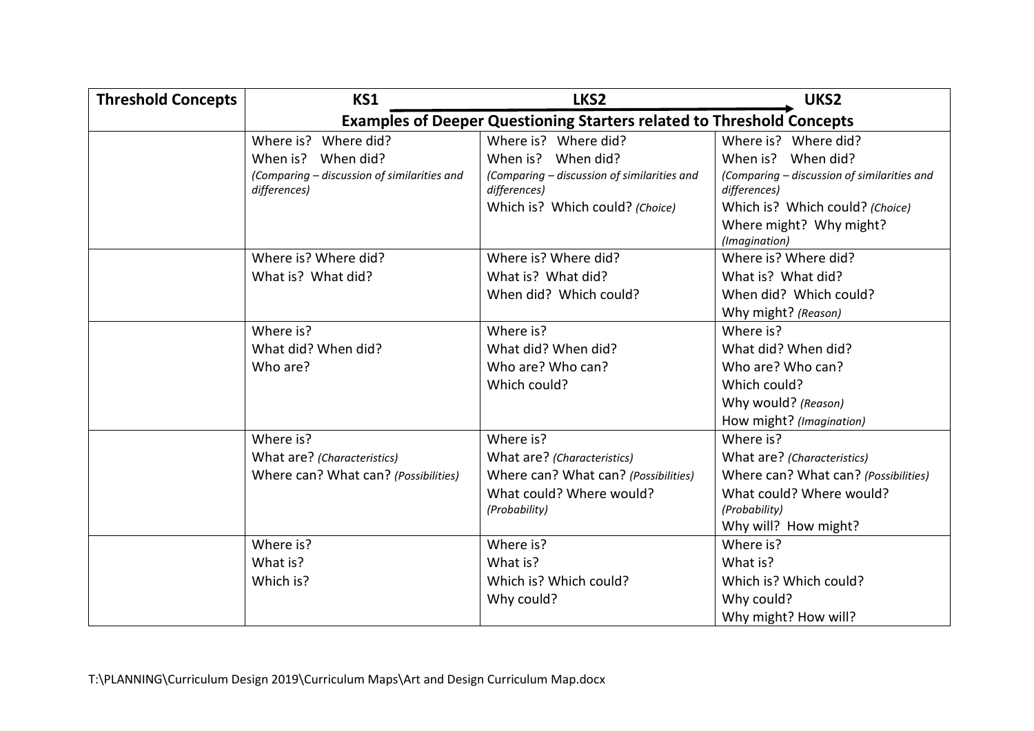| Threshold Concepts | KS1 | LKS2 | UKS2 |
|---|---|---|---|
| | **Examples of Deeper Questioning Starters related to Threshold Concepts** | | |
| | Where is? Where did?<br>When is? When did?<br>*(Comparing – discussion of similarities and differences)* | Where is? Where did?<br>When is? When did?<br>*(Comparing – discussion of similarities and differences)*<br>Which is? Which could? *(Choice)* | Where is? Where did?<br>When is? When did?<br>*(Comparing – discussion of similarities and differences)*<br>Which is? Which could? *(Choice)*<br>Where might? Why might? *(Imagination)* |
| | Where is? Where did?<br>What is? What did? | Where is? Where did?<br>What is? What did?<br>When did? Which could? | Where is? Where did?<br>What is? What did?<br>When did? Which could?<br>Why might? *(Reason)* |
| | Where is?<br>What did? When did?<br>Who are? | Where is?<br>What did? When did?<br>Who are? Who can?<br>Which could? | Where is?<br>What did? When did?<br>Who are? Who can?<br>Which could?<br>Why would? *(Reason)*<br>How might? *(Imagination)* |
| | Where is?<br>What are? *(Characteristics)*<br>Where can? What can? *(Possibilities)* | Where is?<br>What are? *(Characteristics)*<br>Where can? What can? *(Possibilities)*<br>What could? Where would? *(Probability)* | Where is?<br>What are? *(Characteristics)*<br>Where can? What can? *(Possibilities)*<br>What could? Where would? *(Probability)*<br>Why will? How might? |
| | Where is?<br>What is?<br>Which is? | Where is?<br>What is?<br>Which is? Which could?<br>Why could? | Where is?<br>What is?<br>Which is? Which could?<br>Why could?<br>Why might? How will? |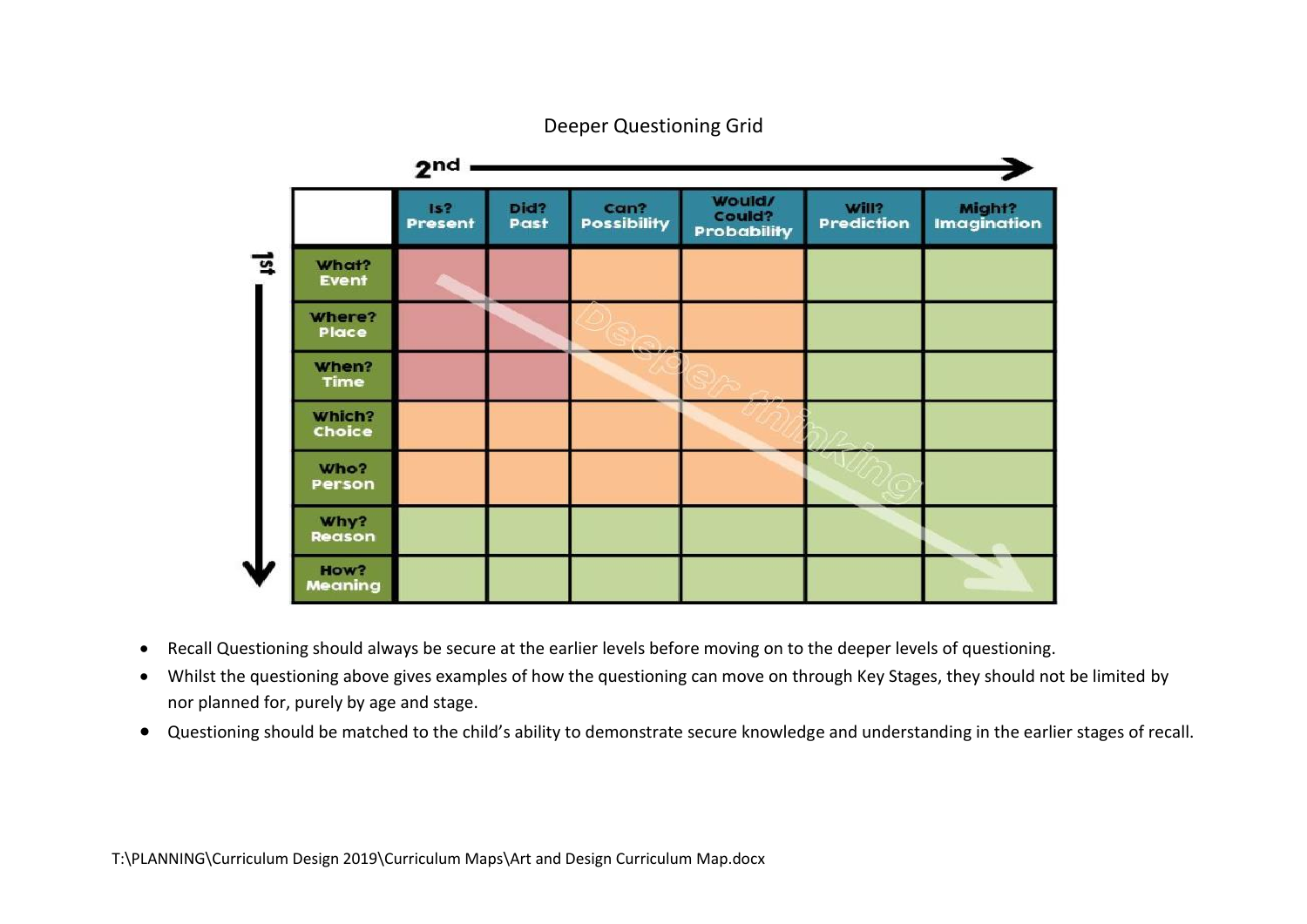Deeper Questioning Grid

2nd →

1st ↓

| | Is? Present | Did? Past | Can? Possibility | Would/ Could? Probability | Will? Prediction | Might? Imagination |
|---|---|---|---|---|---|---|
| What? Event | | | | | | |
| Where? Place | | | | | | |
| When? Time | | | | | | |
| Which? Choice | | | | | | |
| Who? Person | | | | | | |
| Why? Reason | | | | | | |
| How? Meaning | | | | | | |

Deeper thinking

- Recall Questioning should always be secure at the earlier levels before moving on to the deeper levels of questioning.
- Whilst the questioning above gives examples of how the questioning can move on through Key Stages, they should not be limited by nor planned for, purely by age and stage.
- Questioning should be matched to the child's ability to demonstrate secure knowledge and understanding in the earlier stages of recall.

T:\PLANNING\Curriculum Design 2019\Curriculum Maps\Art and Design Curriculum Map.docx